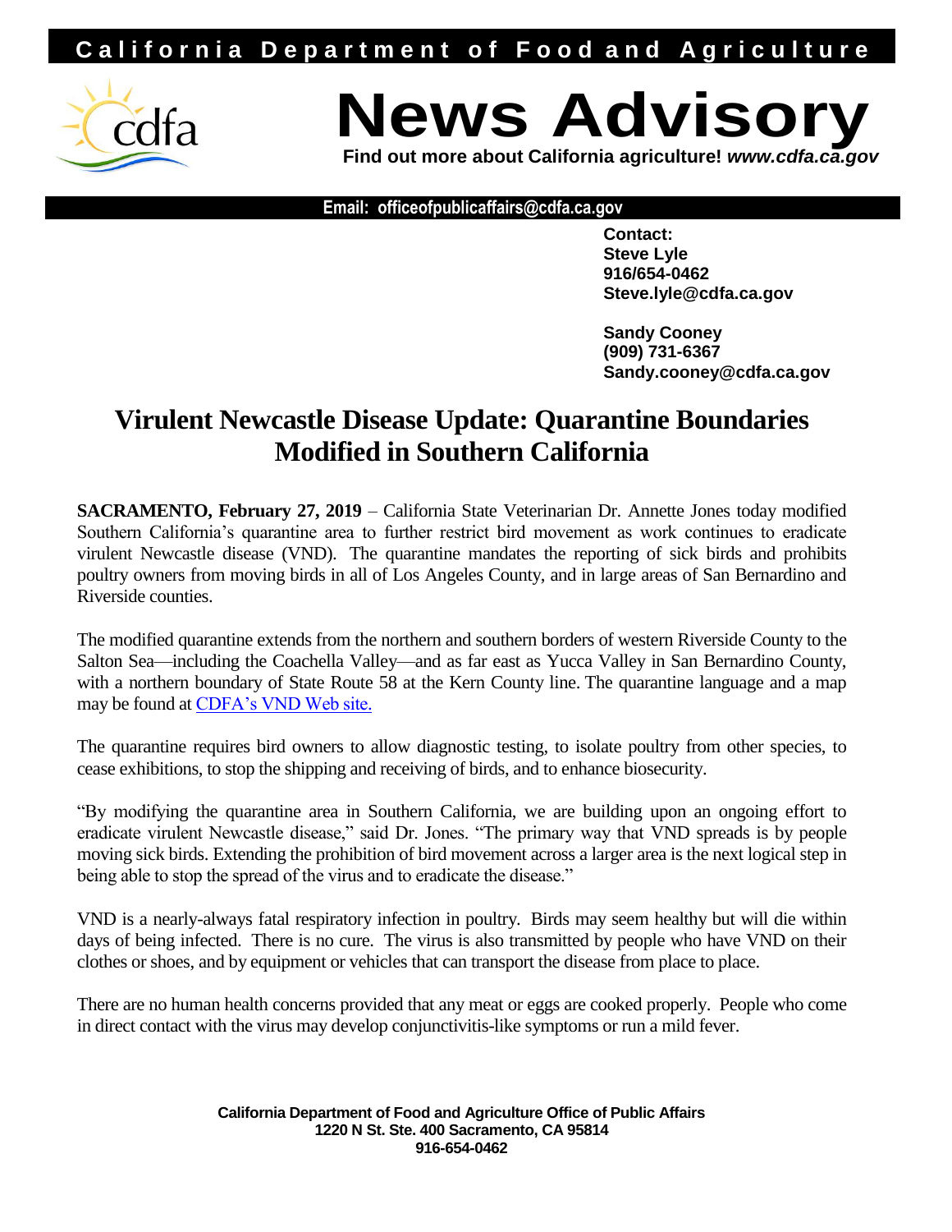California Department of Food and Agriculture

# News Advisory

**Find out more about California agriculture!** ***www.cdfa.ca.gov***

**Email: officeofpublicaffairs@cdfa.ca.gov**

**Contact:**
**Steve Lyle**
**916/654-0462**
**Steve.lyle@cdfa.ca.gov**

**Sandy Cooney**
**(909) 731-6367**
**Sandy.cooney@cdfa.ca.gov**

## Virulent Newcastle Disease Update: Quarantine Boundaries Modified in Southern California

**SACRAMENTO, February 27, 2019** – California State Veterinarian Dr. Annette Jones today modified Southern California's quarantine area to further restrict bird movement as work continues to eradicate virulent Newcastle disease (VND). The quarantine mandates the reporting of sick birds and prohibits poultry owners from moving birds in all of Los Angeles County, and in large areas of San Bernardino and Riverside counties.

The modified quarantine extends from the northern and southern borders of western Riverside County to the Salton Sea—including the Coachella Valley—and as far east as Yucca Valley in San Bernardino County, with a northern boundary of State Route 58 at the Kern County line. The quarantine language and a map may be found at CDFA's VND Web site.

The quarantine requires bird owners to allow diagnostic testing, to isolate poultry from other species, to cease exhibitions, to stop the shipping and receiving of birds, and to enhance biosecurity.

"By modifying the quarantine area in Southern California, we are building upon an ongoing effort to eradicate virulent Newcastle disease," said Dr. Jones. "The primary way that VND spreads is by people moving sick birds. Extending the prohibition of bird movement across a larger area is the next logical step in being able to stop the spread of the virus and to eradicate the disease."

VND is a nearly-always fatal respiratory infection in poultry. Birds may seem healthy but will die within days of being infected. There is no cure. The virus is also transmitted by people who have VND on their clothes or shoes, and by equipment or vehicles that can transport the disease from place to place.

There are no human health concerns provided that any meat or eggs are cooked properly. People who come in direct contact with the virus may develop conjunctivitis-like symptoms or run a mild fever.

**California Department of Food and Agriculture Office of Public Affairs**
**1220 N St. Ste. 400 Sacramento, CA 95814**
**916-654-0462**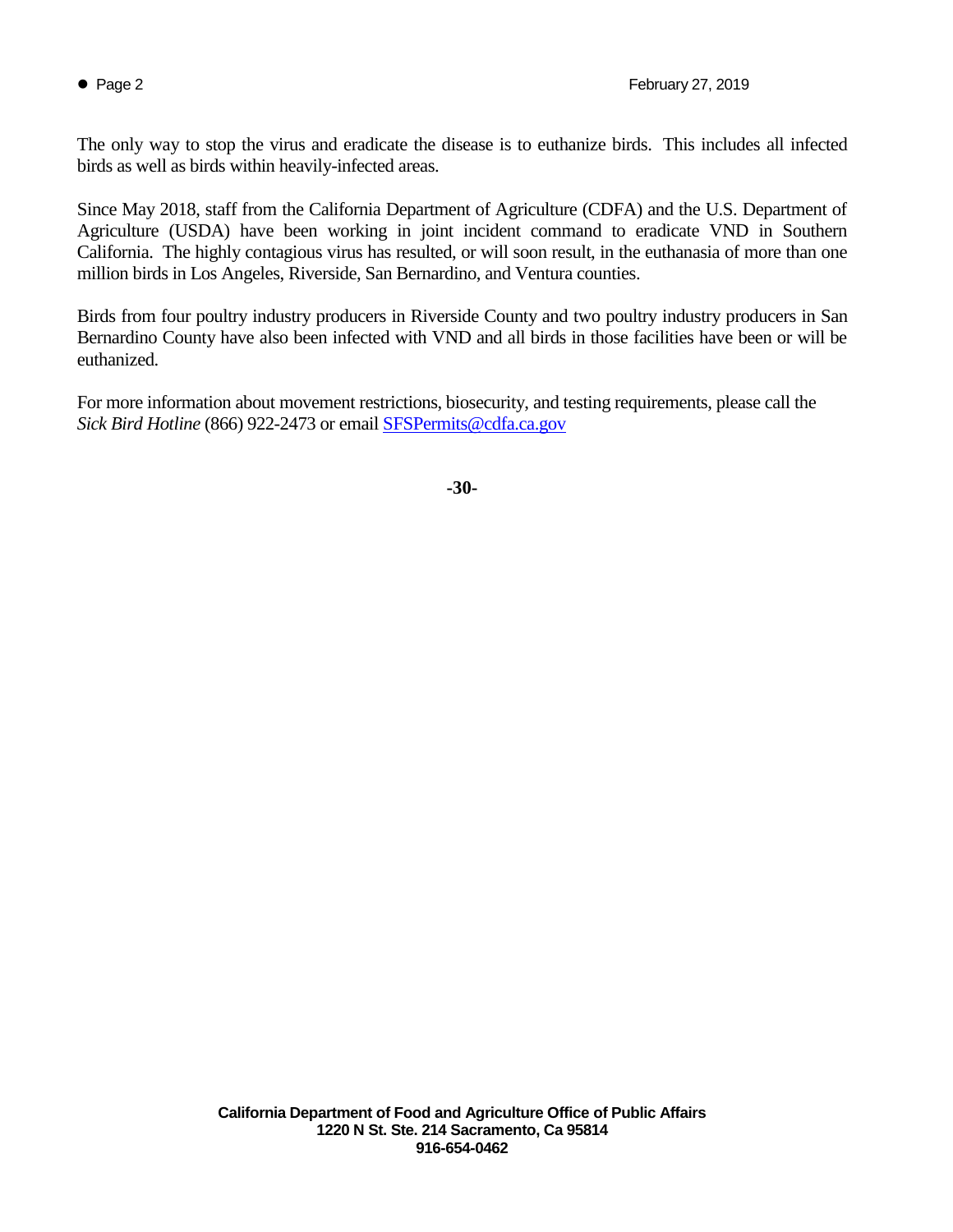The only way to stop the virus and eradicate the disease is to euthanize birds. This includes all infected birds as well as birds within heavily-infected areas.

Since May 2018, staff from the California Department of Agriculture (CDFA) and the U.S. Department of Agriculture (USDA) have been working in joint incident command to eradicate VND in Southern California. The highly contagious virus has resulted, or will soon result, in the euthanasia of more than one million birds in Los Angeles, Riverside, San Bernardino, and Ventura counties.

Birds from four poultry industry producers in Riverside County and two poultry industry producers in San Bernardino County have also been infected with VND and all birds in those facilities have been or will be euthanized.

For more information about movement restrictions, biosecurity, and testing requirements, please call the *Sick Bird Hotline* (866) 922-2473 or email [SFSPermits@cdfa.ca.gov](mailto:SFSPermits@cdfa.ca.gov)

**-30-**

**California Department of Food and Agriculture Office of Public Affairs**
**1220 N St. Ste. 214 Sacramento, Ca 95814**
**916-654-0462**